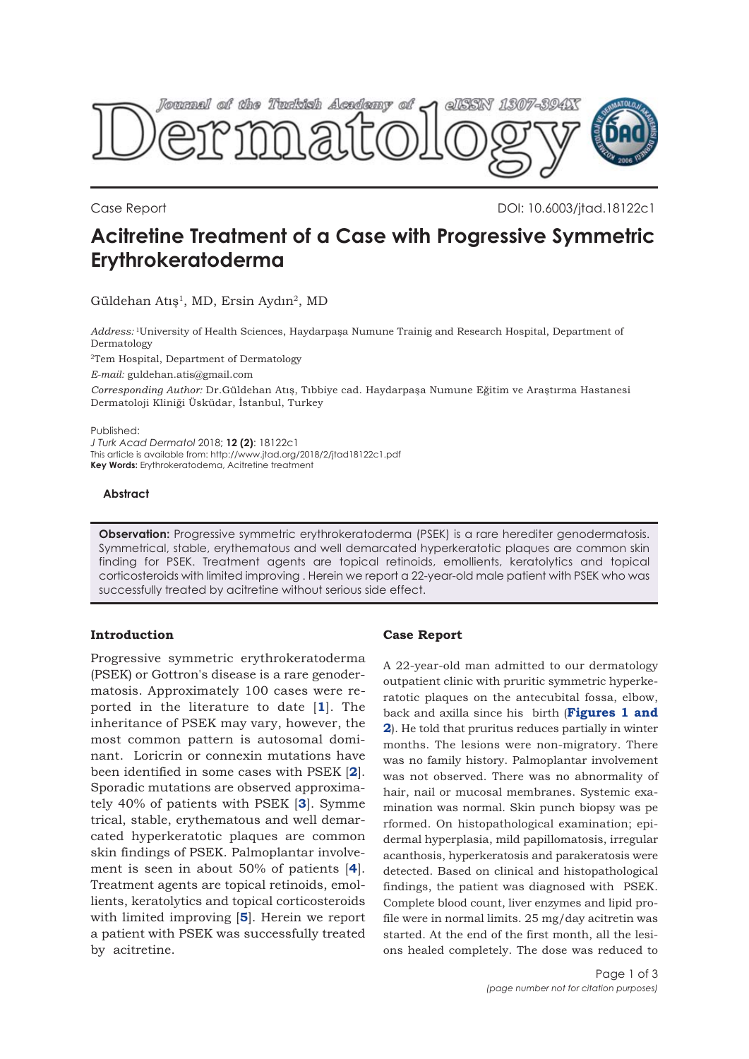Case Report

DOI: 10.6003/jtad.18122c1

# Acitretine Treatment of a Case with Progressive Symmetric Erythrokeratoderma

Güldehan Atış[1], MD, Ersin Aydın[2], MD

*Address:* [1]University of Health Sciences, Haydarpaşa Numune Trainig and Research Hospital, Department of Dermatology

[2]Tem Hospital, Department of Dermatology

*E-mail:* guldehan.atis@gmail.com

*Corresponding Author:* Dr.Güldehan Atış, Tıbbiye cad. Haydarpaşa Numune Eğitim ve Araştırma Hastanesi Dermatoloji Kliniği Üsküdar, İstanbul, Turkey

Published:
*J Turk Acad Dermatol* 2018; **12 (2)**: 18122c1
This article is available from: http://www.jtad.org/2018/2/jtad18122c1.pdf
**Key Words:** Erythrokeratodema, Acitretine treatment

### Abstract

**Observation:** Progressive symmetric erythrokeratoderma (PSEK) is a rare herediter genodermatosis. Symmetrical, stable, erythematous and well demarcated hyperkeratotic plaques are common skin finding for PSEK. Treatment agents are topical retinoids, emollients, keratolytics and topical corticosteroids with limited improving . Herein we report a 22-year-old male patient with PSEK who was successfully treated by acitretine without serious side effect.

## Introduction

Progressive symmetric erythrokeratoderma (PSEK) or Gottron's disease is a rare genodermatosis. Approximately 100 cases were reported in the literature to date [**1**]. The inheritance of PSEK may vary, however, the most common pattern is autosomal dominant. Loricrin or connexin mutations have been identified in some cases with PSEK [**2**]. Sporadic mutations are observed approximately 40% of patients with PSEK [**3**]. Symmetrical, stable, erythematous and well demarcated hyperkeratotic plaques are common skin findings of PSEK. Palmoplantar involvement is seen in about 50% of patients [**4**]. Treatment agents are topical retinoids, emollients, keratolytics and topical corticosteroids with limited improving [**5**]. Herein we report a patient with PSEK was successfully treated by acitretine.

## Case Report

A 22-year-old man admitted to our dermatology outpatient clinic with pruritic symmetric hyperkeratotic plaques on the antecubital fossa, elbow, back and axilla since his birth (**Figures 1 and 2**). He told that pruritus reduces partially in winter months. The lesions were non-migratory. There was no family history. Palmoplantar involvement was not observed. There was no abnormality of hair, nail or mucosal membranes. Systemic examination was normal. Skin punch biopsy was performed. On histopathological examination; epidermal hyperplasia, mild papillomatosis, irregular acanthosis, hyperkeratosis and parakeratosis were detected. Based on clinical and histopathological findings, the patient was diagnosed with PSEK. Complete blood count, liver enzymes and lipid profile were in normal limits. 25 mg/day acitretin was started. At the end of the first month, all the lesions healed completely. The dose was reduced to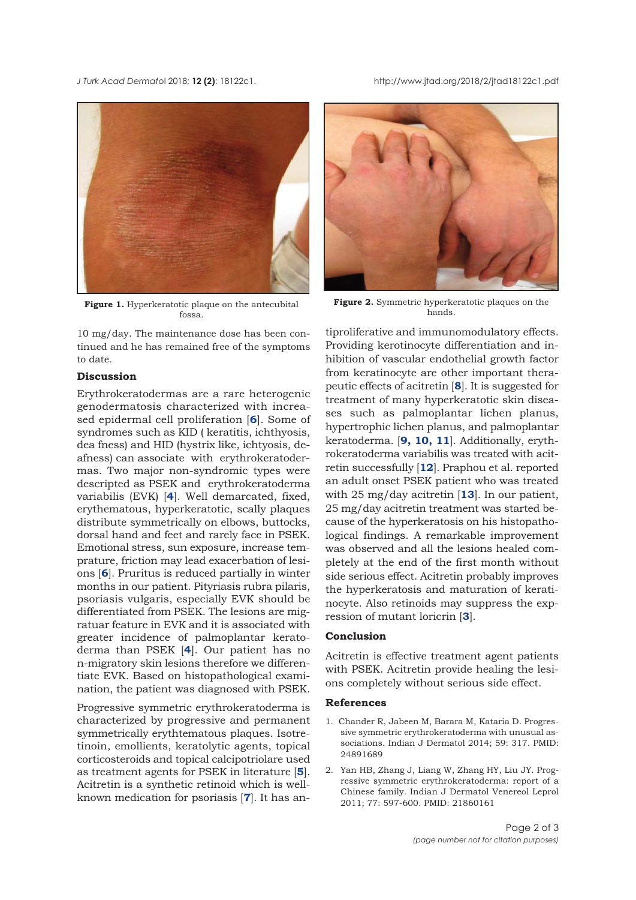Figure 1. Hyperkeratotic plaque on the antecubital fossa.

Figure 2. Symmetric hyperkeratotic plaques on the hands.

10 mg/day. The maintenance dose has been continued and he has remained free of the symptoms to date.

## Discussion

Erythrokeratodermas are a rare heterogenic genodermatosis characterized with increased epidermal cell proliferation [6]. Some of syndromes such as KID ( keratitis, ichthyosis, dea fness) and HID (hystrix like, ichtyosis, deafness) can associate with erythrokeratodermas. Two major non-syndromic types were descripted as PSEK and erythrokeratoderma variabilis (EVK) [4]. Well demarcated, fixed, erythematous, hyperkeratotic, scally plaques distribute symmetrically on elbows, buttocks, dorsal hand and feet and rarely face in PSEK. Emotional stress, sun exposure, increase temprature, friction may lead exacerbation of lesions [6]. Pruritus is reduced partially in winter months in our patient. Pityriasis rubra pilaris, psoriasis vulgaris, especially EVK should be differentiated from PSEK. The lesions are migratuar feature in EVK and it is associated with greater incidence of palmoplantar keratoderma than PSEK [4]. Our patient has no n-migratory skin lesions therefore we differentiate EVK. Based on histopathological examination, the patient was diagnosed with PSEK.

Progressive symmetric erythrokeratoderma is characterized by progressive and permanent symmetrically erythtematous plaques. Isotretinoin, emollients, keratolytic agents, topical corticosteroids and topical calcipotriolare used as treatment agents for PSEK in literature [5]. Acitretin is a synthetic retinoid which is well-known medication for psoriasis [7]. It has antiproliferative and immunomodulatory effects. Providing kerotinocyte differentiation and inhibition of vascular endothelial growth factor from keratinocyte are other important therapeutic effects of acitretin [8]. It is suggested for treatment of many hyperkeratotic skin diseases such as palmoplantar lichen planus, hypertrophic lichen planus, and palmoplantar keratoderma. [9, 10, 11]. Additionally, erythrokeratoderma variabilis was treated with acitretin successfully [12]. Praphou et al. reported an adult onset PSEK patient who was treated with 25 mg/day acitretin [13]. In our patient, 25 mg/day acitretin treatment was started because of the hyperkeratosis on his histopathological findings. A remarkable improvement was observed and all the lesions healed completely at the end of the first month without side serious effect. Acitretin probably improves the hyperkeratosis and maturation of keratinocyte. Also retinoids may suppress the expression of mutant loricrin [3].

## Conclusion

Acitretin is effective treatment agent patients with PSEK. Acitretin provide healing the lesions completely without serious side effect.

## References

1. Chander R, Jabeen M, Barara M, Kataria D. Progressive symmetric erythrokeratoderma with unusual associations. Indian J Dermatol 2014; 59: 317. PMID: 24891689
2. Yan HB, Zhang J, Liang W, Zhang HY, Liu JY. Progressive symmetric erythrokeratoderma: report of a Chinese family. Indian J Dermatol Venereol Leprol 2011; 77: 597-600. PMID: 21860161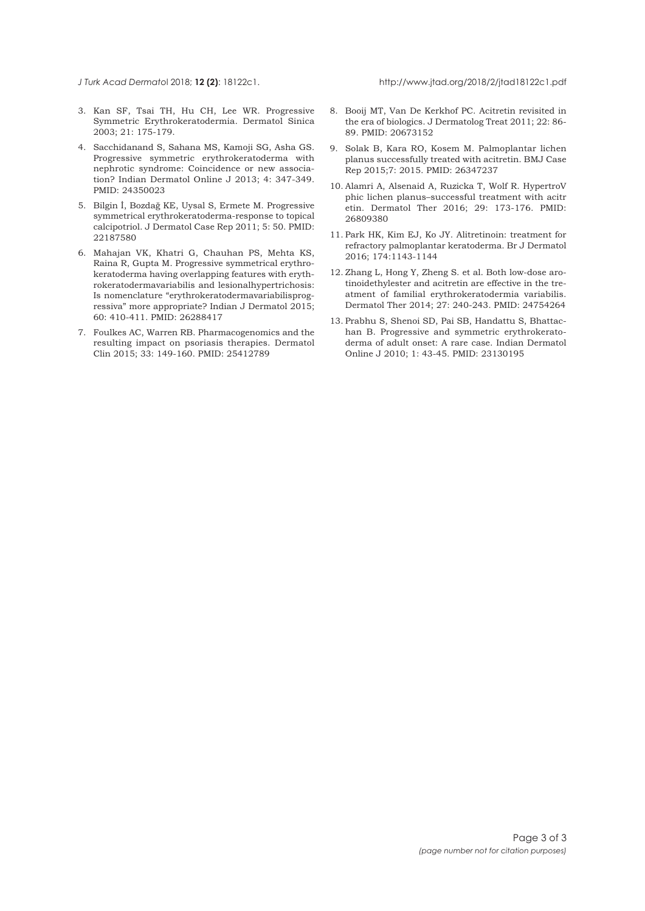3. Kan SF, Tsai TH, Hu CH, Lee WR. Progressive Symmetric Erythrokeratodermia. Dermatol Sinica 2003; 21: 175-179.
4. Sacchidanand S, Sahana MS, Kamoji SG, Asha GS. Progressive symmetric erythrokeratoderma with nephrotic syndrome: Coincidence or new association? Indian Dermatol Online J 2013; 4: 347-349. PMID: 24350023
5. Bilgin İ, Bozdağ KE, Uysal S, Ermete M. Progressive symmetrical erythrokeratoderma-response to topical calcipotriol. J Dermatol Case Rep 2011; 5: 50. PMID: 22187580
6. Mahajan VK, Khatri G, Chauhan PS, Mehta KS, Raina R, Gupta M. Progressive symmetrical erythrokeratoderma having overlapping features with erythrokeratodermavariabilis and lesionalhypertrichosis: Is nomenclature "erythrokeratodermavariabilisprogressiva" more appropriate? Indian J Dermatol 2015; 60: 410-411. PMID: 26288417
7. Foulkes AC, Warren RB. Pharmacogenomics and the resulting impact on psoriasis therapies. Dermatol Clin 2015; 33: 149-160. PMID: 25412789
8. Booij MT, Van De Kerkhof PC. Acitretin revisited in the era of biologics. J Dermatolog Treat 2011; 22: 86-89. PMID: 20673152
9. Solak B, Kara RO, Kosem M. Palmoplantar lichen planus successfully treated with acitretin. BMJ Case Rep 2015;7: 2015. PMID: 26347237
10. Alamri A, Alsenaid A, Ruzicka T, Wolf R. HypertroV phic lichen planus–successful treatment with acitr etin. Dermatol Ther 2016; 29: 173-176. PMID: 26809380
11. Park HK, Kim EJ, Ko JY. Alitretinoin: treatment for refractory palmoplantar keratoderma. Br J Dermatol 2016; 174:1143-1144
12. Zhang L, Hong Y, Zheng S. et al. Both low-dose arotinoidethylester and acitretin are effective in the treatment of familial erythrokeratodermia variabilis. Dermatol Ther 2014; 27: 240-243. PMID: 24754264
13. Prabhu S, Shenoi SD, Pai SB, Handattu S, Bhattachan B. Progressive and symmetric erythrokeratoderma of adult onset: A rare case. Indian Dermatol Online J 2010; 1: 43-45. PMID: 23130195